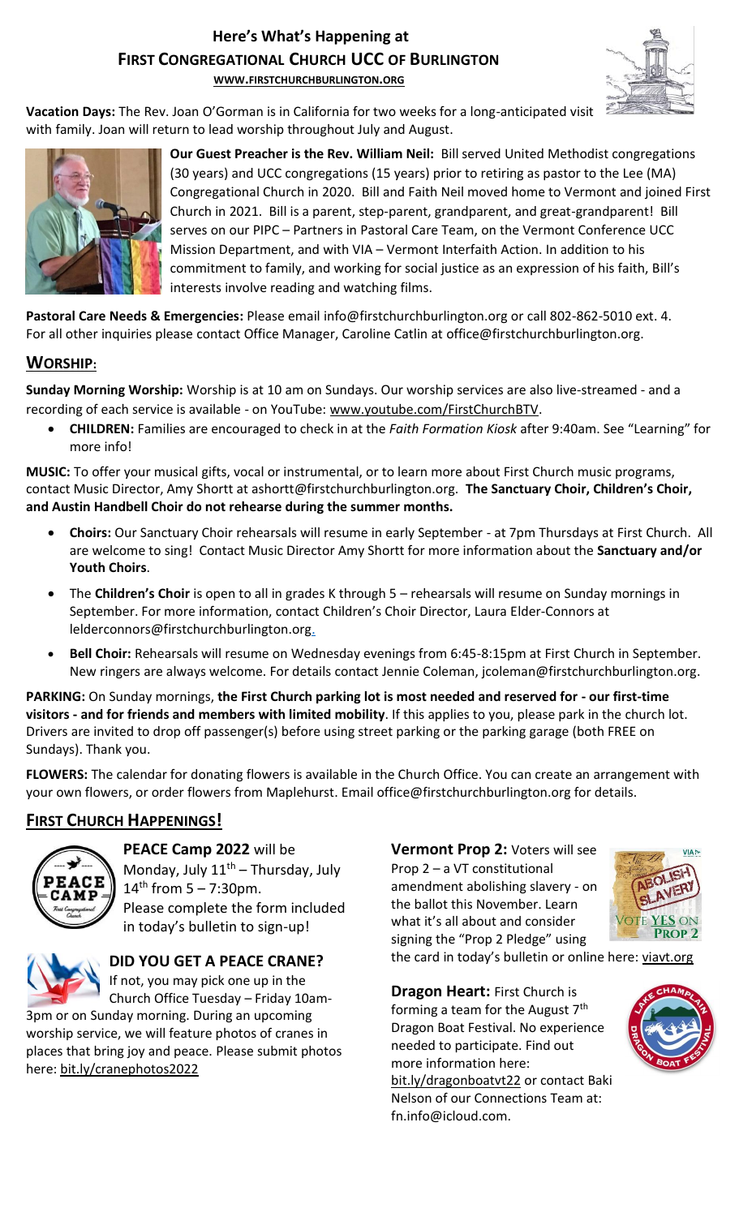# Here's What's Happening at FIRST CONGREGATIONAL CHURCH UCC OF BURLINGTON

**WWW.FIRSTCHURCHBURLINGTON.ORG**

**Vacation Days:** The Rev. Joan O'Gorman is in California for two weeks for a long-anticipated visit with family. Joan will return to lead worship throughout July and August.

**Our Guest Preacher is the Rev. William Neil:** Bill served United Methodist congregations (30 years) and UCC congregations (15 years) prior to retiring as pastor to the Lee (MA) Congregational Church in 2020. Bill and Faith Neil moved home to Vermont and joined First Church in 2021. Bill is a parent, step-parent, grandparent, and great-grandparent! Bill serves on our PIPC – Partners in Pastoral Care Team, on the Vermont Conference UCC Mission Department, and with VIA – Vermont Interfaith Action. In addition to his commitment to family, and working for social justice as an expression of his faith, Bill's interests involve reading and watching films.

**Pastoral Care Needs & Emergencies:** Please email info@firstchurchburlington.org or call 802-862-5010 ext. 4. For all other inquiries please contact Office Manager, Caroline Catlin at office@firstchurchburlington.org.

## WORSHIP:

**Sunday Morning Worship:** Worship is at 10 am on Sundays. Our worship services are also live-streamed - and a recording of each service is available - on YouTube: www.youtube.com/FirstChurchBTV.

- **CHILDREN:** Families are encouraged to check in at the *Faith Formation Kiosk* after 9:40am. See "Learning" for more info!

**MUSIC:** To offer your musical gifts, vocal or instrumental, or to learn more about First Church music programs, contact Music Director, Amy Shortt at ashortt@firstchurchburlington.org. **The Sanctuary Choir, Children's Choir, and Austin Handbell Choir do not rehearse during the summer months.**

- **Choirs:** Our Sanctuary Choir rehearsals will resume in early September - at 7pm Thursdays at First Church. All are welcome to sing! Contact Music Director Amy Shortt for more information about the **Sanctuary and/or Youth Choirs**.
- The **Children's Choir** is open to all in grades K through 5 – rehearsals will resume on Sunday mornings in September. For more information, contact Children's Choir Director, Laura Elder-Connors at lelderconnors@firstchurchburlington.org.
- **Bell Choir:** Rehearsals will resume on Wednesday evenings from 6:45-8:15pm at First Church in September. New ringers are always welcome. For details contact Jennie Coleman, jcoleman@firstchurchburlington.org.

**PARKING:** On Sunday mornings, **the First Church parking lot is most needed and reserved for - our first-time visitors - and for friends and members with limited mobility**. If this applies to you, please park in the church lot. Drivers are invited to drop off passenger(s) before using street parking or the parking garage (both FREE on Sundays). Thank you.

**FLOWERS:** The calendar for donating flowers is available in the Church Office. You can create an arrangement with your own flowers, or order flowers from Maplehurst. Email office@firstchurchburlington.org for details.

## FIRST CHURCH HAPPENINGS!

**PEACE Camp 2022** will be Monday, July 11th – Thursday, July 14th from 5 – 7:30pm. Please complete the form included in today's bulletin to sign-up!

### DID YOU GET A PEACE CRANE?

If not, you may pick one up in the Church Office Tuesday – Friday 10am-3pm or on Sunday morning. During an upcoming worship service, we will feature photos of cranes in places that bring joy and peace. Please submit photos here: bit.ly/cranephotos2022

**Vermont Prop 2:** Voters will see Prop 2 – a VT constitutional amendment abolishing slavery - on the ballot this November. Learn what it's all about and consider signing the "Prop 2 Pledge" using the card in today's bulletin or online here: viavt.org

**Dragon Heart:** First Church is forming a team for the August 7th Dragon Boat Festival. No experience needed to participate. Find out more information here: bit.ly/dragonboatvt22 or contact Baki Nelson of our Connections Team at: fn.info@icloud.com.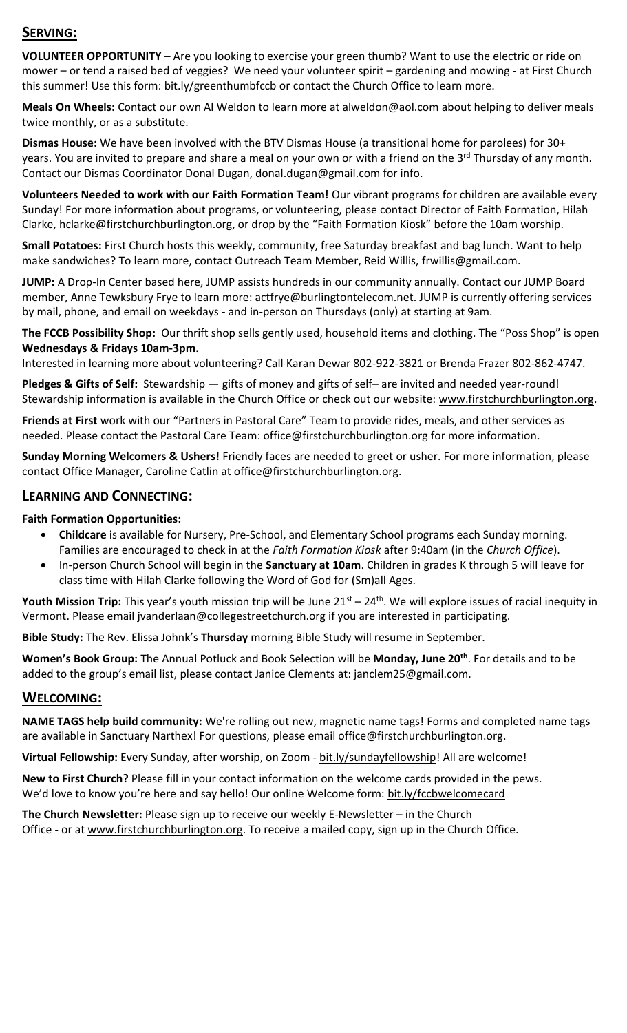## SERVING:

**VOLUNTEER OPPORTUNITY –** Are you looking to exercise your green thumb? Want to use the electric or ride on mower – or tend a raised bed of veggies? We need your volunteer spirit – gardening and mowing - at First Church this summer! Use this form: bit.ly/greenthumbfccb or contact the Church Office to learn more.

**Meals On Wheels:** Contact our own Al Weldon to learn more at alweldon@aol.com about helping to deliver meals twice monthly, or as a substitute.

**Dismas House:** We have been involved with the BTV Dismas House (a transitional home for parolees) for 30+ years. You are invited to prepare and share a meal on your own or with a friend on the 3rd Thursday of any month. Contact our Dismas Coordinator Donal Dugan, donal.dugan@gmail.com for info.

**Volunteers Needed to work with our Faith Formation Team!** Our vibrant programs for children are available every Sunday! For more information about programs, or volunteering, please contact Director of Faith Formation, Hilah Clarke, hclarke@firstchurchburlington.org, or drop by the "Faith Formation Kiosk" before the 10am worship.

**Small Potatoes:** First Church hosts this weekly, community, free Saturday breakfast and bag lunch. Want to help make sandwiches? To learn more, contact Outreach Team Member, Reid Willis, frwillis@gmail.com.

**JUMP:** A Drop-In Center based here, JUMP assists hundreds in our community annually. Contact our JUMP Board member, Anne Tewksbury Frye to learn more: actfrye@burlingtontelecom.net. JUMP is currently offering services by mail, phone, and email on weekdays - and in-person on Thursdays (only) at starting at 9am.

**The FCCB Possibility Shop:** Our thrift shop sells gently used, household items and clothing. The "Poss Shop" is open **Wednesdays & Fridays 10am-3pm.**

Interested in learning more about volunteering? Call Karan Dewar 802-922-3821 or Brenda Frazer 802-862-4747.

**Pledges & Gifts of Self:** Stewardship — gifts of money and gifts of self– are invited and needed year-round! Stewardship information is available in the Church Office or check out our website: www.firstchurchburlington.org.

**Friends at First** work with our "Partners in Pastoral Care" Team to provide rides, meals, and other services as needed. Please contact the Pastoral Care Team: office@firstchurchburlington.org for more information.

**Sunday Morning Welcomers & Ushers!** Friendly faces are needed to greet or usher. For more information, please contact Office Manager, Caroline Catlin at office@firstchurchburlington.org.

## LEARNING AND CONNECTING:

**Faith Formation Opportunities:**

- **Childcare** is available for Nursery, Pre-School, and Elementary School programs each Sunday morning. Families are encouraged to check in at the *Faith Formation Kiosk* after 9:40am (in the *Church Office*).
- In-person Church School will begin in the **Sanctuary at 10am**. Children in grades K through 5 will leave for class time with Hilah Clarke following the Word of God for (Sm)all Ages.

**Youth Mission Trip:** This year's youth mission trip will be June 21st – 24th. We will explore issues of racial inequity in Vermont. Please email jvanderlaan@collegestreetchurch.org if you are interested in participating.

**Bible Study:** The Rev. Elissa Johnk's **Thursday** morning Bible Study will resume in September.

**Women's Book Group:** The Annual Potluck and Book Selection will be **Monday, June 20th**. For details and to be added to the group's email list, please contact Janice Clements at: janclem25@gmail.com.

## WELCOMING:

**NAME TAGS help build community:** We're rolling out new, magnetic name tags! Forms and completed name tags are available in Sanctuary Narthex! For questions, please email office@firstchurchburlington.org.

**Virtual Fellowship:** Every Sunday, after worship, on Zoom - bit.ly/sundayfellowship! All are welcome!

**New to First Church?** Please fill in your contact information on the welcome cards provided in the pews. We'd love to know you're here and say hello! Our online Welcome form: bit.ly/fccbwelcomecard

**The Church Newsletter:** Please sign up to receive our weekly E-Newsletter – in the Church Office - or at www.firstchurchburlington.org. To receive a mailed copy, sign up in the Church Office.